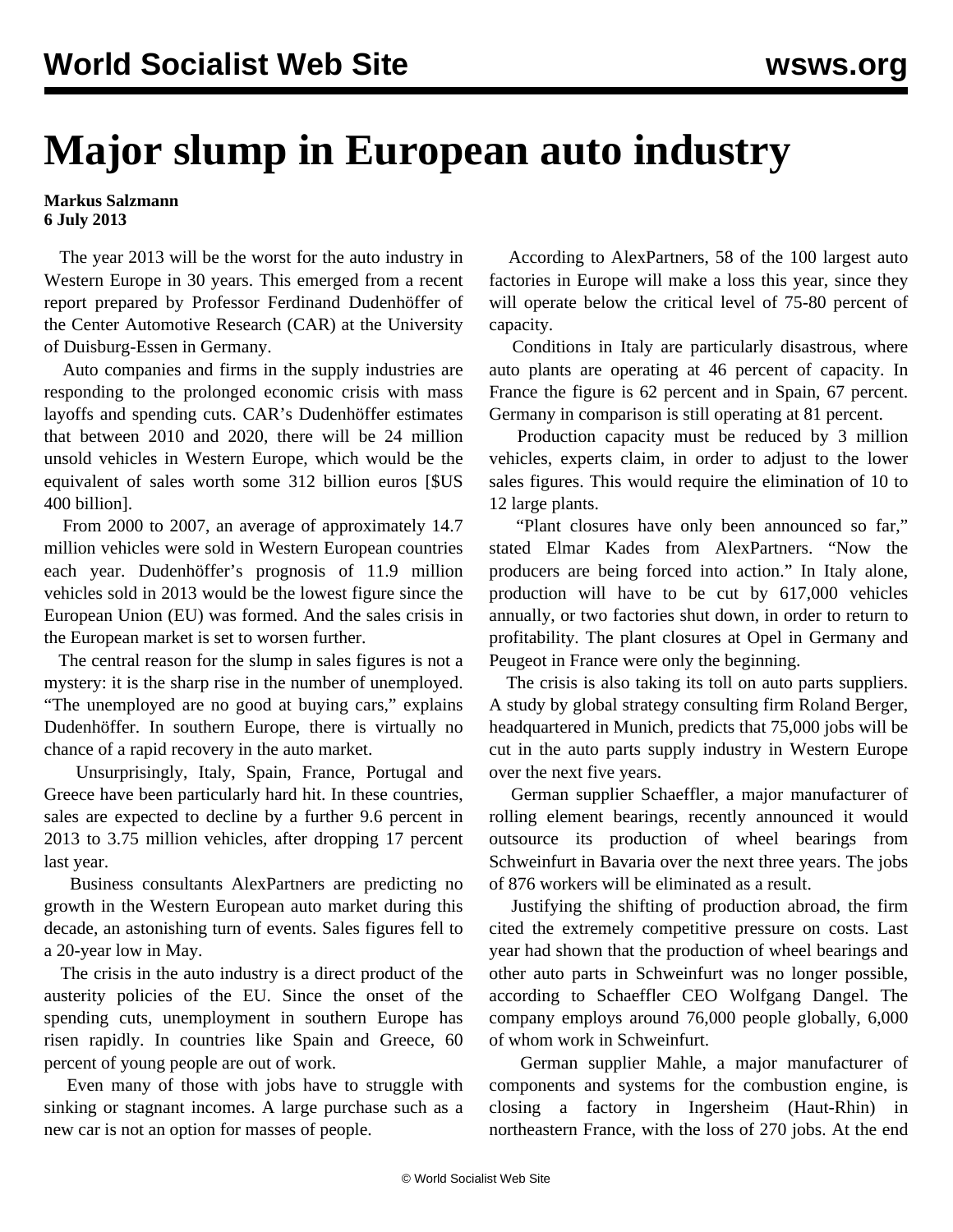# Major slump in European auto industry

**Markus Salzmann**
**6 July 2013**

The year 2013 will be the worst for the auto industry in Western Europe in 30 years. This emerged from a recent report prepared by Professor Ferdinand Dudenhöffer of the Center Automotive Research (CAR) at the University of Duisburg-Essen in Germany.

Auto companies and firms in the supply industries are responding to the prolonged economic crisis with mass layoffs and spending cuts. CAR's Dudenhöffer estimates that between 2010 and 2020, there will be 24 million unsold vehicles in Western Europe, which would be the equivalent of sales worth some 312 billion euros [$US 400 billion].

From 2000 to 2007, an average of approximately 14.7 million vehicles were sold in Western European countries each year. Dudenhöffer's prognosis of 11.9 million vehicles sold in 2013 would be the lowest figure since the European Union (EU) was formed. And the sales crisis in the European market is set to worsen further.

The central reason for the slump in sales figures is not a mystery: it is the sharp rise in the number of unemployed. "The unemployed are no good at buying cars," explains Dudenhöffer. In southern Europe, there is virtually no chance of a rapid recovery in the auto market.

Unsurprisingly, Italy, Spain, France, Portugal and Greece have been particularly hard hit. In these countries, sales are expected to decline by a further 9.6 percent in 2013 to 3.75 million vehicles, after dropping 17 percent last year.

Business consultants AlexPartners are predicting no growth in the Western European auto market during this decade, an astonishing turn of events. Sales figures fell to a 20-year low in May.

The crisis in the auto industry is a direct product of the austerity policies of the EU. Since the onset of the spending cuts, unemployment in southern Europe has risen rapidly. In countries like Spain and Greece, 60 percent of young people are out of work.

Even many of those with jobs have to struggle with sinking or stagnant incomes. A large purchase such as a new car is not an option for masses of people.

According to AlexPartners, 58 of the 100 largest auto factories in Europe will make a loss this year, since they will operate below the critical level of 75-80 percent of capacity.

Conditions in Italy are particularly disastrous, where auto plants are operating at 46 percent of capacity. In France the figure is 62 percent and in Spain, 67 percent. Germany in comparison is still operating at 81 percent.

Production capacity must be reduced by 3 million vehicles, experts claim, in order to adjust to the lower sales figures. This would require the elimination of 10 to 12 large plants.

"Plant closures have only been announced so far," stated Elmar Kades from AlexPartners. "Now the producers are being forced into action." In Italy alone, production will have to be cut by 617,000 vehicles annually, or two factories shut down, in order to return to profitability. The plant closures at Opel in Germany and Peugeot in France were only the beginning.

The crisis is also taking its toll on auto parts suppliers. A study by global strategy consulting firm Roland Berger, headquartered in Munich, predicts that 75,000 jobs will be cut in the auto parts supply industry in Western Europe over the next five years.

German supplier Schaeffler, a major manufacturer of rolling element bearings, recently announced it would outsource its production of wheel bearings from Schweinfurt in Bavaria over the next three years. The jobs of 876 workers will be eliminated as a result.

Justifying the shifting of production abroad, the firm cited the extremely competitive pressure on costs. Last year had shown that the production of wheel bearings and other auto parts in Schweinfurt was no longer possible, according to Schaeffler CEO Wolfgang Dangel. The company employs around 76,000 people globally, 6,000 of whom work in Schweinfurt.

German supplier Mahle, a major manufacturer of components and systems for the combustion engine, is closing a factory in Ingersheim (Haut-Rhin) in northeastern France, with the loss of 270 jobs. At the end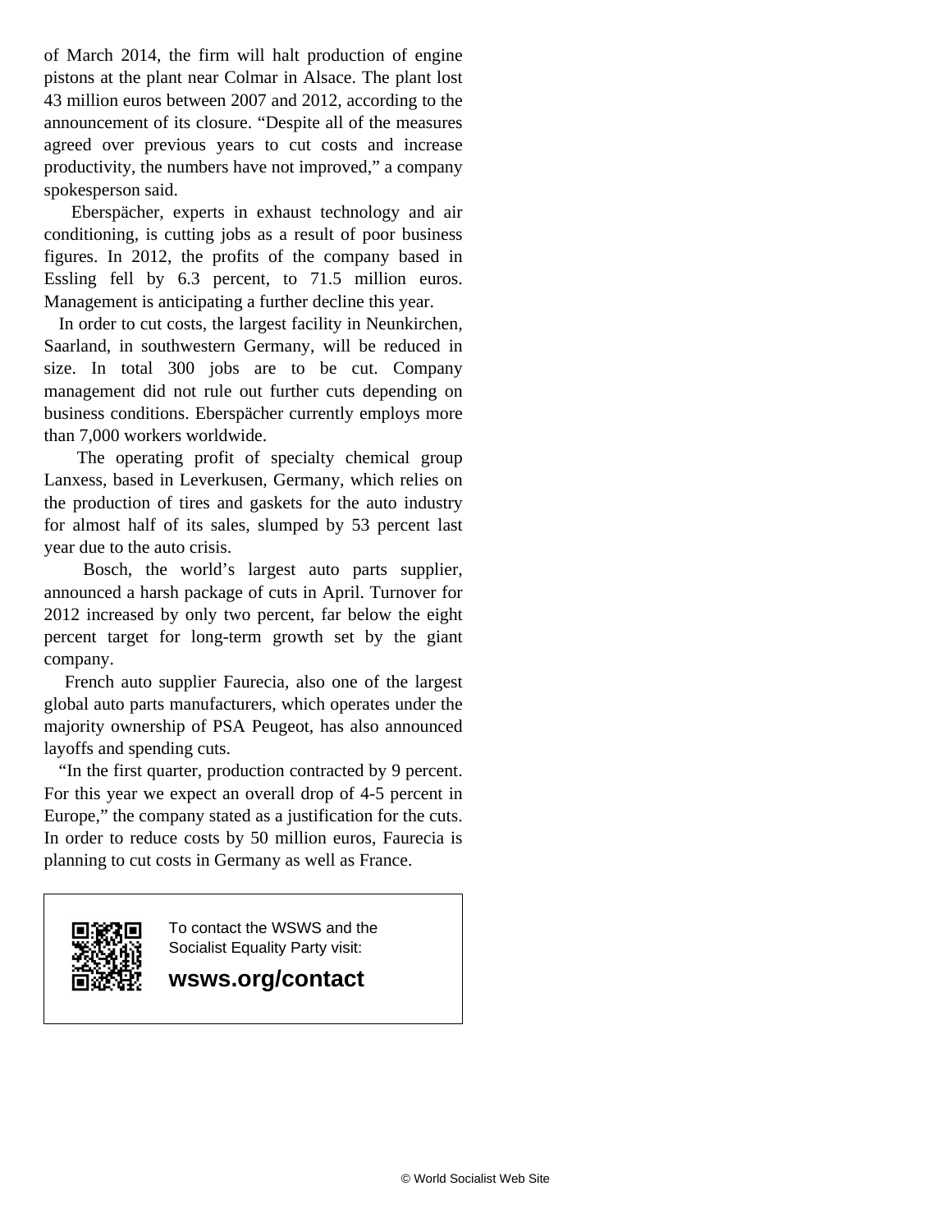of March 2014, the firm will halt production of engine pistons at the plant near Colmar in Alsace. The plant lost 43 million euros between 2007 and 2012, according to the announcement of its closure. "Despite all of the measures agreed over previous years to cut costs and increase productivity, the numbers have not improved," a company spokesperson said.

Eberspächer, experts in exhaust technology and air conditioning, is cutting jobs as a result of poor business figures. In 2012, the profits of the company based in Essling fell by 6.3 percent, to 71.5 million euros. Management is anticipating a further decline this year.

In order to cut costs, the largest facility in Neunkirchen, Saarland, in southwestern Germany, will be reduced in size. In total 300 jobs are to be cut. Company management did not rule out further cuts depending on business conditions. Eberspächer currently employs more than 7,000 workers worldwide.

The operating profit of specialty chemical group Lanxess, based in Leverkusen, Germany, which relies on the production of tires and gaskets for the auto industry for almost half of its sales, slumped by 53 percent last year due to the auto crisis.

Bosch, the world's largest auto parts supplier, announced a harsh package of cuts in April. Turnover for 2012 increased by only two percent, far below the eight percent target for long-term growth set by the giant company.

French auto supplier Faurecia, also one of the largest global auto parts manufacturers, which operates under the majority ownership of PSA Peugeot, has also announced layoffs and spending cuts.

"In the first quarter, production contracted by 9 percent. For this year we expect an overall drop of 4-5 percent in Europe," the company stated as a justification for the cuts. In order to reduce costs by 50 million euros, Faurecia is planning to cut costs in Germany as well as France.

To contact the WSWS and the Socialist Equality Party visit:

**wsws.org/contact**